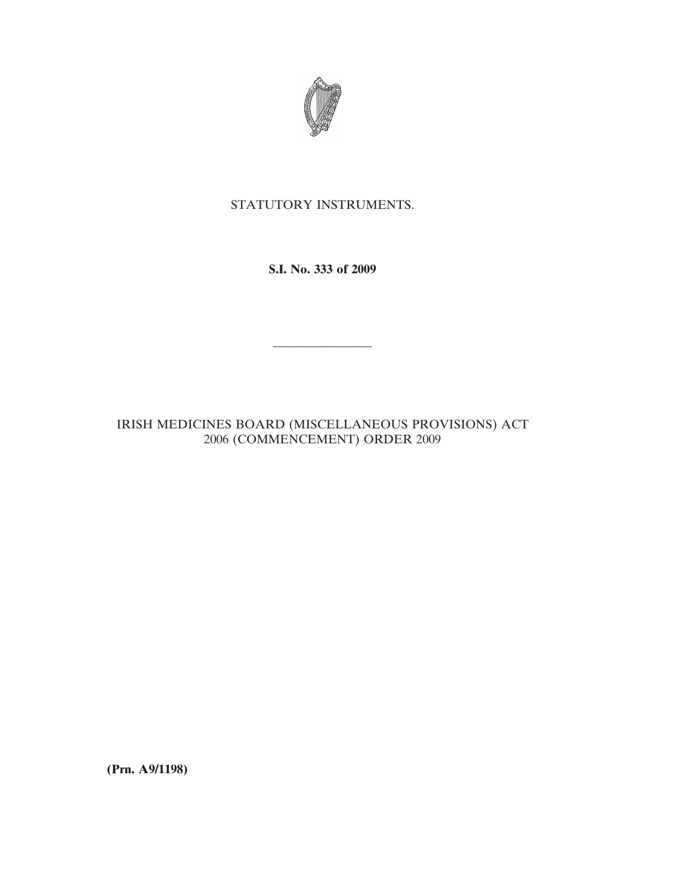STATUTORY INSTRUMENTS.

**S.I. No. 333 of 2009**

---

IRISH MEDICINES BOARD (MISCELLANEOUS PROVISIONS) ACT 2006 (COMMENCEMENT) ORDER 2009

**(Prn. A9/1198)**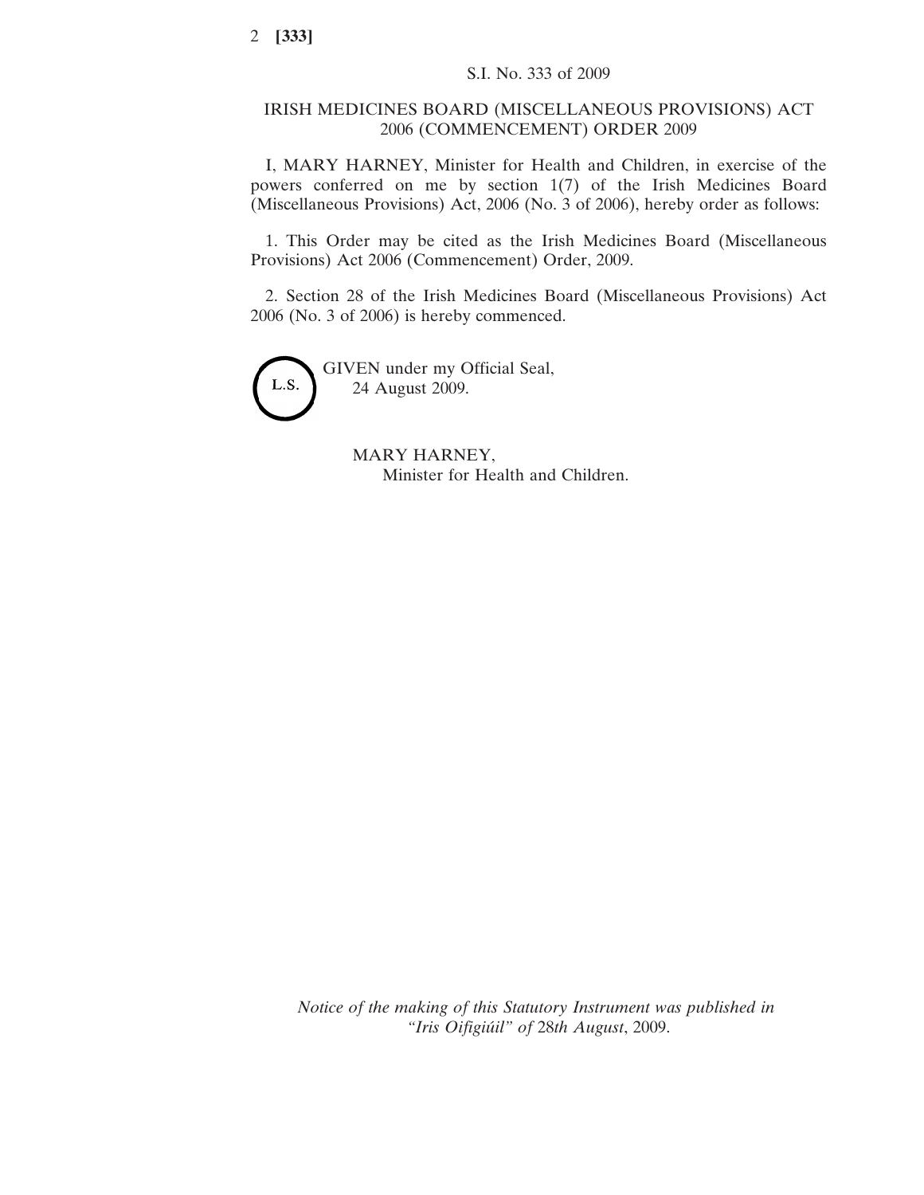S.I. No. 333 of 2009

IRISH MEDICINES BOARD (MISCELLANEOUS PROVISIONS) ACT 2006 (COMMENCEMENT) ORDER 2009

I, MARY HARNEY, Minister for Health and Children, in exercise of the powers conferred on me by section 1(7) of the Irish Medicines Board (Miscellaneous Provisions) Act, 2006 (No. 3 of 2006), hereby order as follows:

1. This Order may be cited as the Irish Medicines Board (Miscellaneous Provisions) Act 2006 (Commencement) Order, 2009.

2. Section 28 of the Irish Medicines Board (Miscellaneous Provisions) Act 2006 (No. 3 of 2006) is hereby commenced.

L.S.

GIVEN under my Official Seal,
24 August 2009.

MARY HARNEY,
Minister for Health and Children.

*Notice of the making of this Statutory Instrument was published in "Iris Oifigiúil" of 28th August, 2009.*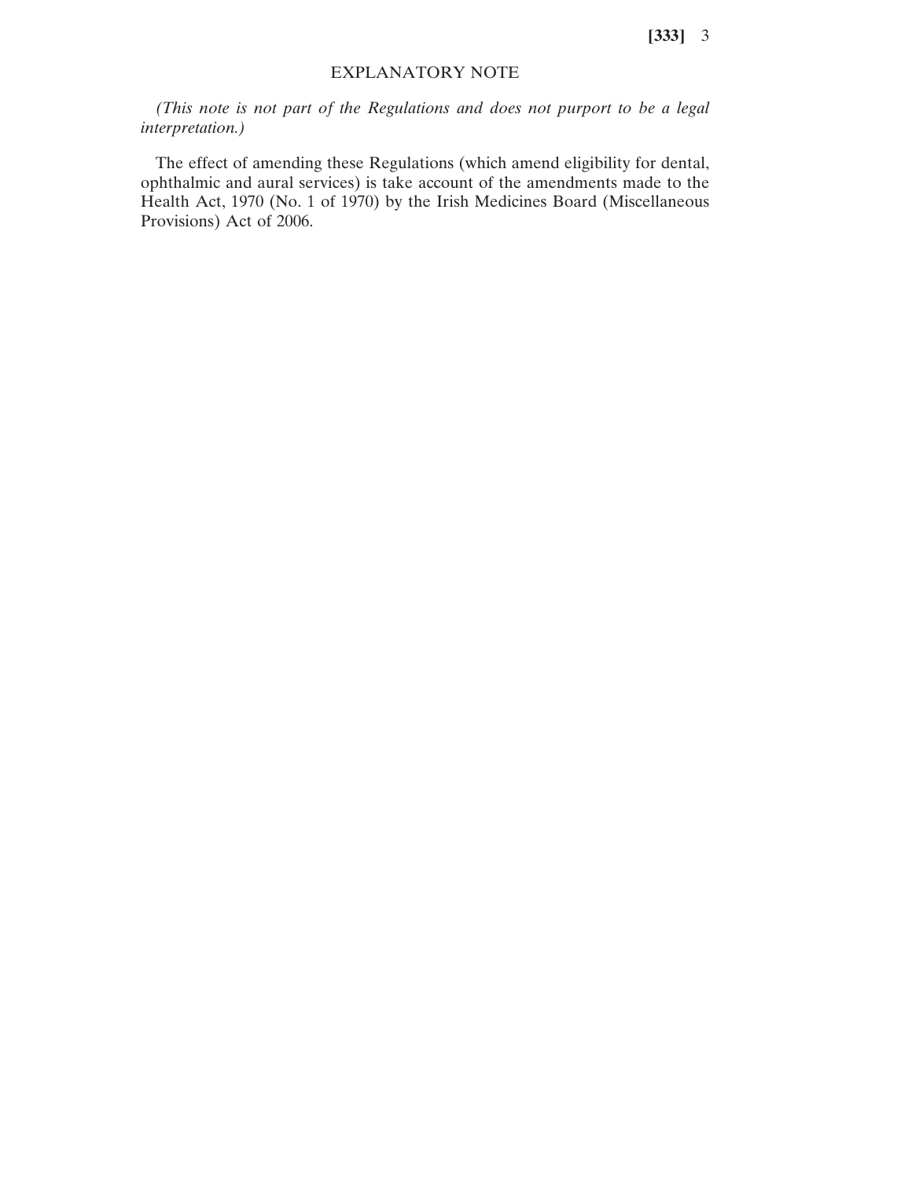## EXPLANATORY NOTE

*(This note is not part of the Regulations and does not purport to be a legal interpretation.)*

The effect of amending these Regulations (which amend eligibility for dental, ophthalmic and aural services) is take account of the amendments made to the Health Act, 1970 (No. 1 of 1970) by the Irish Medicines Board (Miscellaneous Provisions) Act of 2006.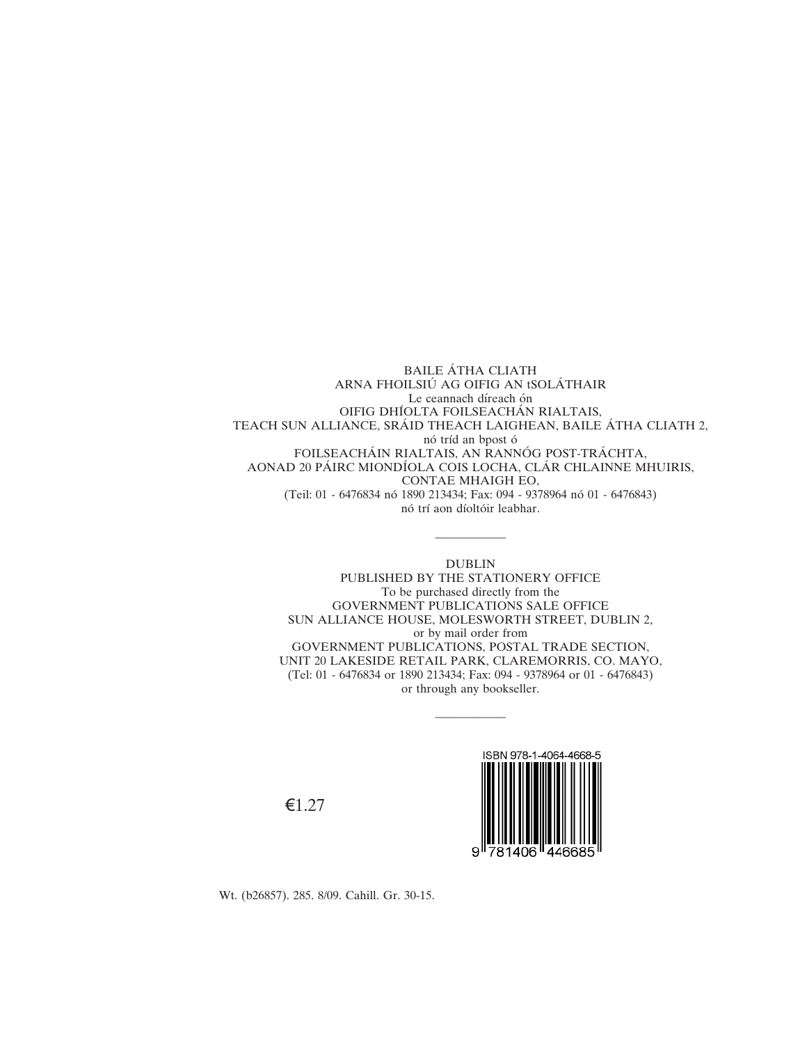BAILE ÁTHA CLIATH
ARNA FHOILSIÚ AG OIFIG AN tSOLÁTHAIR
Le ceannach díreach ón
OIFIG DHÍOLTA FOILSEACHÁN RIALTAIS,
TEACH SUN ALLIANCE, SRÁID THEACH LAIGHEAN, BAILE ÁTHA CLIATH 2,
nó tríd an bpost ó
FOILSEACHÁIN RIALTAIS, AN RANNÓG POST-TRÁCHTA,
AONAD 20 PÁIRC MIONDÍOLA COIS LOCHA, CLÁR CHLAINNE MHUIRIS,
CONTAE MHAIGH EO,
(Teil: 01 - 6476834 nó 1890 213434; Fax: 094 - 9378964 nó 01 - 6476843)
nó trí aon díoltóir leabhar.

---

DUBLIN
PUBLISHED BY THE STATIONERY OFFICE
To be purchased directly from the
GOVERNMENT PUBLICATIONS SALE OFFICE
SUN ALLIANCE HOUSE, MOLESWORTH STREET, DUBLIN 2,
or by mail order from
GOVERNMENT PUBLICATIONS, POSTAL TRADE SECTION,
UNIT 20 LAKESIDE RETAIL PARK, CLAREMORRIS, CO. MAYO,
(Tel: 01 - 6476834 or 1890 213434; Fax: 094 - 9378964 or 01 - 6476843)
or through any bookseller.

---

€1.27

ISBN 978-1-4064-4668-5

9 781406 446685

Wt. (b26857). 285. 8/09. Cahill. Gr. 30-15.